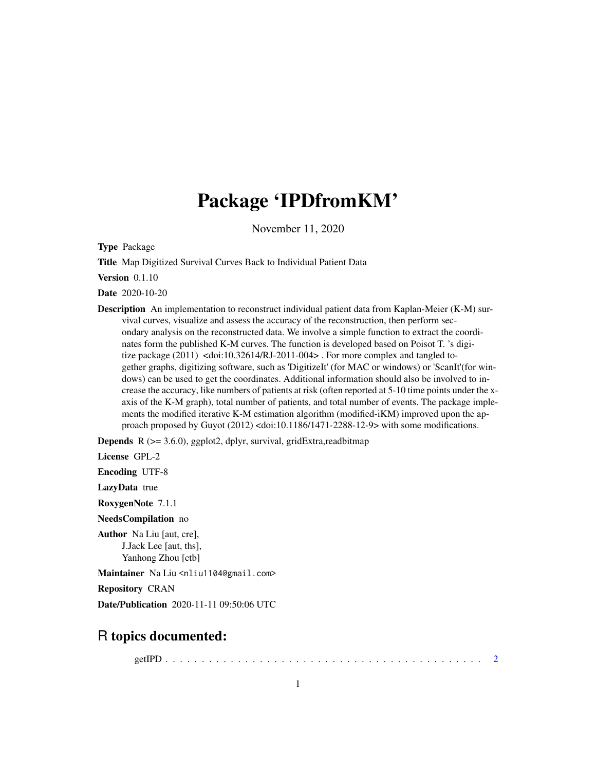# Package 'IPDfromKM'

November 11, 2020

**Type** Package

**Title** Map Digitized Survival Curves Back to Individual Patient Data

**Version** 0.1.10

**Date** 2020-10-20

**Description** An implementation to reconstruct individual patient data from Kaplan-Meier (K-M) survival curves, visualize and assess the accuracy of the reconstruction, then perform secondary analysis on the reconstructed data. We involve a simple function to extract the coordinates form the published K-M curves. The function is developed based on Poisot T. 's digitize package (2011) <doi:10.32614/RJ-2011-004> . For more complex and tangled together graphs, digitizing software, such as 'DigitizeIt' (for MAC or windows) or 'ScanIt'(for windows) can be used to get the coordinates. Additional information should also be involved to increase the accuracy, like numbers of patients at risk (often reported at 5-10 time points under the x-axis of the K-M graph), total number of patients, and total number of events. The package implements the modified iterative K-M estimation algorithm (modified-iKM) improved upon the approach proposed by Guyot (2012) <doi:10.1186/1471-2288-12-9> with some modifications.

**Depends** R (>= 3.6.0), ggplot2, dplyr, survival, gridExtra,readbitmap

**License** GPL-2

**Encoding** UTF-8

**LazyData** true

**RoxygenNote** 7.1.1

**NeedsCompilation** no

**Author** Na Liu [aut, cre],
J.Jack Lee [aut, ths],
Yanhong Zhou [ctb]

**Maintainer** Na Liu <nliu1104@gmail.com>

**Repository** CRAN

**Date/Publication** 2020-11-11 09:50:06 UTC

## R topics documented:

getIPD . . . . . . . . . . . . . . . . . . . . . . . . . . . . . . . . . . . . . . . . . . . 2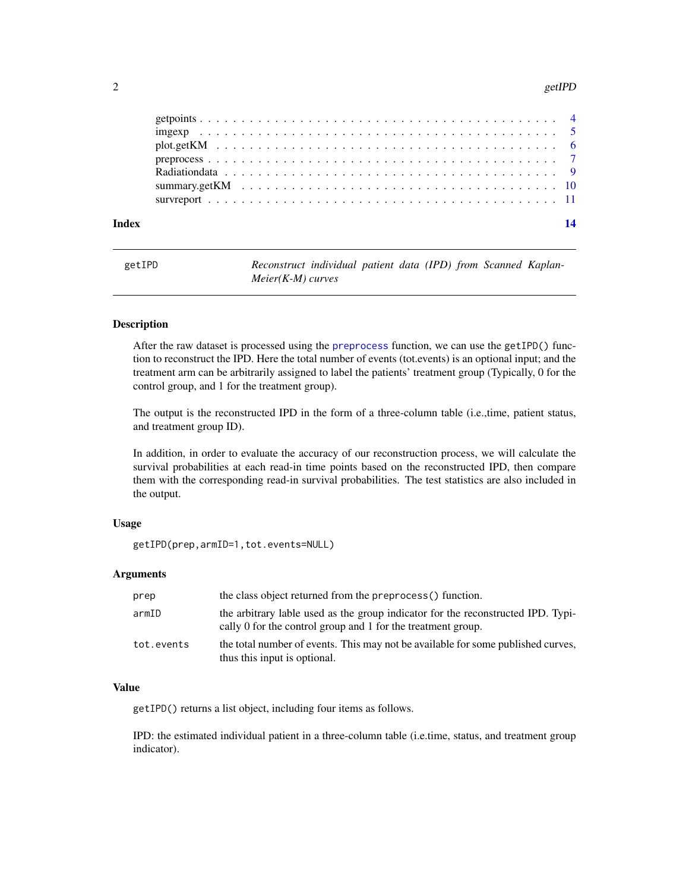getpoints . . . . . . . . . . . . . . . . . . . . . . . . . . . . . . . . . . . . . . . . 4
imgexp . . . . . . . . . . . . . . . . . . . . . . . . . . . . . . . . . . . . . . . . 5
plot.getKM . . . . . . . . . . . . . . . . . . . . . . . . . . . . . . . . . . . . . . . . 6
preprocess . . . . . . . . . . . . . . . . . . . . . . . . . . . . . . . . . . . . . . . . 7
Radiationdata . . . . . . . . . . . . . . . . . . . . . . . . . . . . . . . . . . . . . . . . 9
summary.getKM . . . . . . . . . . . . . . . . . . . . . . . . . . . . . . . . . . . . . . . . 10
survreport . . . . . . . . . . . . . . . . . . . . . . . . . . . . . . . . . . . . . . . . 11

**Index** **14**

---

`getIPD` *Reconstruct individual patient data (IPD) from Scanned Kaplan-Meier(K-M) curves*

---

## Description

After the raw dataset is processed using the preprocess function, we can use the `getIPD()` function to reconstruct the IPD. Here the total number of events (tot.events) is an optional input; and the treatment arm can be arbitrarily assigned to label the patients' treatment group (Typically, 0 for the control group, and 1 for the treatment group).

The output is the reconstructed IPD in the form of a three-column table (i.e.,time, patient status, and treatment group ID).

In addition, in order to evaluate the accuracy of our reconstruction process, we will calculate the survival probabilities at each read-in time points based on the reconstructed IPD, then compare them with the corresponding read-in survival probabilities. The test statistics are also included in the output.

## Usage

```
getIPD(prep,armID=1,tot.events=NULL)
```

## Arguments

| | |
|---|---|
| `prep` | the class object returned from the `preprocess()` function. |
| `armID` | the arbitrary lable used as the group indicator for the reconstructed IPD. Typically 0 for the control group and 1 for the treatment group. |
| `tot.events` | the total number of events. This may not be available for some published curves, thus this input is optional. |

## Value

`getIPD()` returns a list object, including four items as follows.

IPD: the estimated individual patient in a three-column table (i.e.time, status, and treatment group indicator).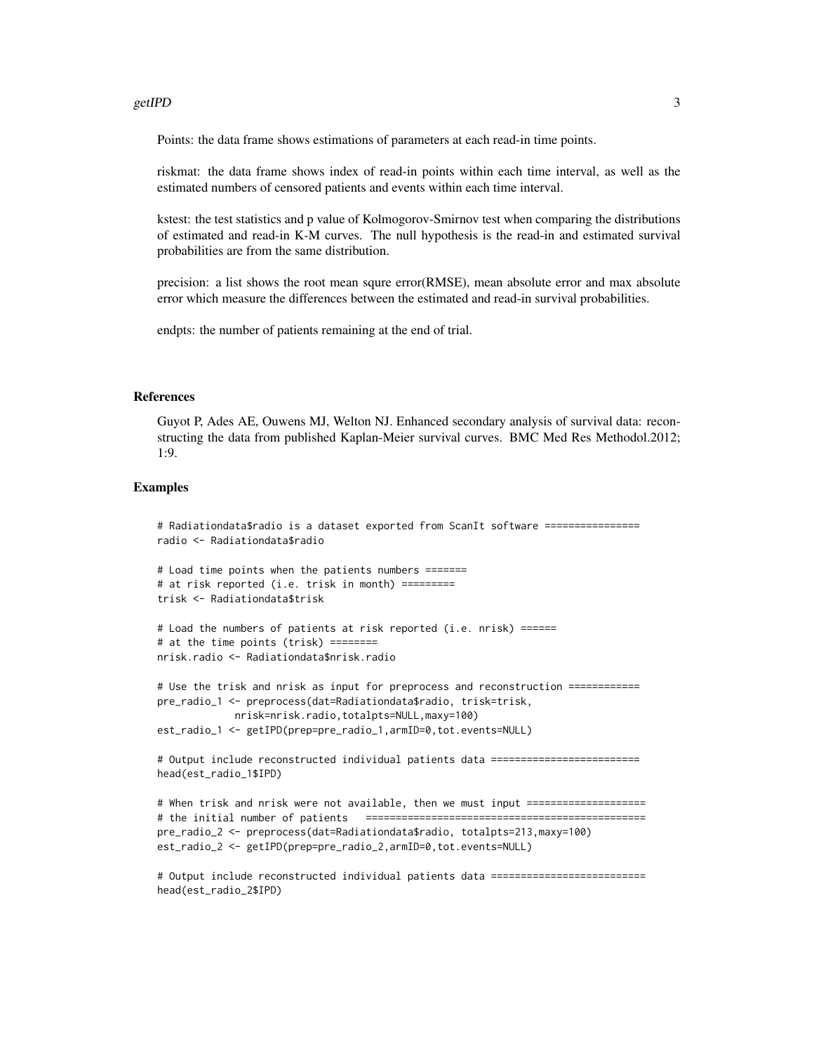Points: the data frame shows estimations of parameters at each read-in time points.

riskmat: the data frame shows index of read-in points within each time interval, as well as the estimated numbers of censored patients and events within each time interval.

kstest: the test statistics and p value of Kolmogorov-Smirnov test when comparing the distributions of estimated and read-in K-M curves. The null hypothesis is the read-in and estimated survival probabilities are from the same distribution.

precision: a list shows the root mean squre error(RMSE), mean absolute error and max absolute error which measure the differences between the estimated and read-in survival probabilities.

endpts: the number of patients remaining at the end of trial.

### References

Guyot P, Ades AE, Ouwens MJ, Welton NJ. Enhanced secondary analysis of survival data: reconstructing the data from published Kaplan-Meier survival curves. BMC Med Res Methodol.2012; 1:9.

### Examples

```
# Radiationdata$radio is a dataset exported from ScanIt software ================
radio <- Radiationdata$radio

# Load time points when the patients numbers =======
# at risk reported (i.e. trisk in month) =========
trisk <- Radiationdata$trisk

# Load the numbers of patients at risk reported (i.e. nrisk) ======
# at the time points (trisk) ========
nrisk.radio <- Radiationdata$nrisk.radio

# Use the trisk and nrisk as input for preprocess and reconstruction ============
pre_radio_1 <- preprocess(dat=Radiationdata$radio, trisk=trisk,
             nrisk=nrisk.radio,totalpts=NULL,maxy=100)
est_radio_1 <- getIPD(prep=pre_radio_1,armID=0,tot.events=NULL)

# Output include reconstructed individual patients data =========================
head(est_radio_1$IPD)

# When trisk and nrisk were not available, then we must input ====================
# the initial number of patients   ==============================================
pre_radio_2 <- preprocess(dat=Radiationdata$radio, totalpts=213,maxy=100)
est_radio_2 <- getIPD(prep=pre_radio_2,armID=0,tot.events=NULL)

# Output include reconstructed individual patients data ==========================
head(est_radio_2$IPD)
```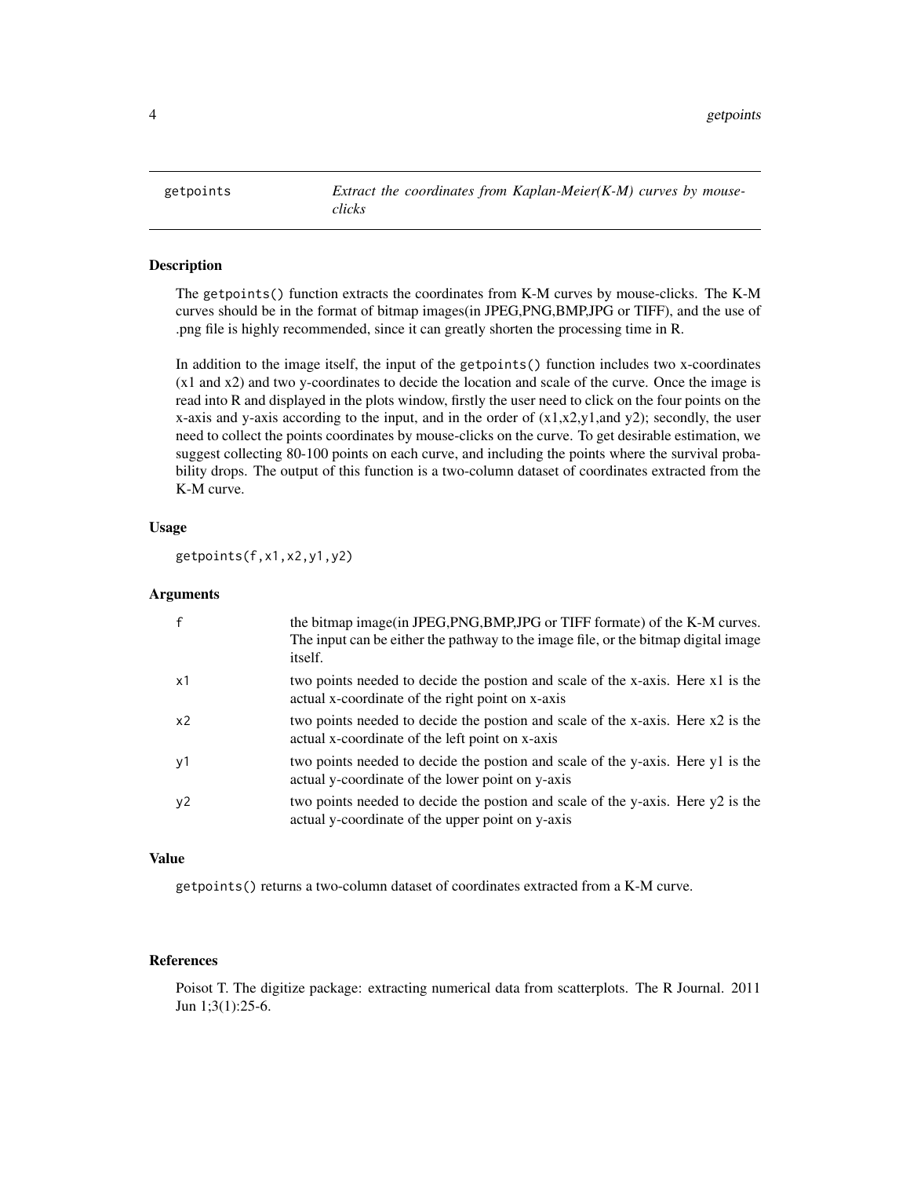## getpoints — *Extract the coordinates from Kaplan-Meier(K-M) curves by mouse-clicks*

### Description

The `getpoints()` function extracts the coordinates from K-M curves by mouse-clicks. The K-M curves should be in the format of bitmap images(in JPEG,PNG,BMP,JPG or TIFF), and the use of .png file is highly recommended, since it can greatly shorten the processing time in R.

In addition to the image itself, the input of the `getpoints()` function includes two x-coordinates (x1 and x2) and two y-coordinates to decide the location and scale of the curve. Once the image is read into R and displayed in the plots window, firstly the user need to click on the four points on the x-axis and y-axis according to the input, and in the order of (x1,x2,y1,and y2); secondly, the user need to collect the points coordinates by mouse-clicks on the curve. To get desirable estimation, we suggest collecting 80-100 points on each curve, and including the points where the survival probability drops. The output of this function is a two-column dataset of coordinates extracted from the K-M curve.

### Usage

```
getpoints(f,x1,x2,y1,y2)
```

### Arguments

| | |
|---|---|
| `f` | the bitmap image(in JPEG,PNG,BMP,JPG or TIFF formate) of the K-M curves. The input can be either the pathway to the image file, or the bitmap digital image itself. |
| `x1` | two points needed to decide the postion and scale of the x-axis. Here x1 is the actual x-coordinate of the right point on x-axis |
| `x2` | two points needed to decide the postion and scale of the x-axis. Here x2 is the actual x-coordinate of the left point on x-axis |
| `y1` | two points needed to decide the postion and scale of the y-axis. Here y1 is the actual y-coordinate of the lower point on y-axis |
| `y2` | two points needed to decide the postion and scale of the y-axis. Here y2 is the actual y-coordinate of the upper point on y-axis |

### Value

`getpoints()` returns a two-column dataset of coordinates extracted from a K-M curve.

### References

Poisot T. The digitize package: extracting numerical data from scatterplots. The R Journal. 2011 Jun 1;3(1):25-6.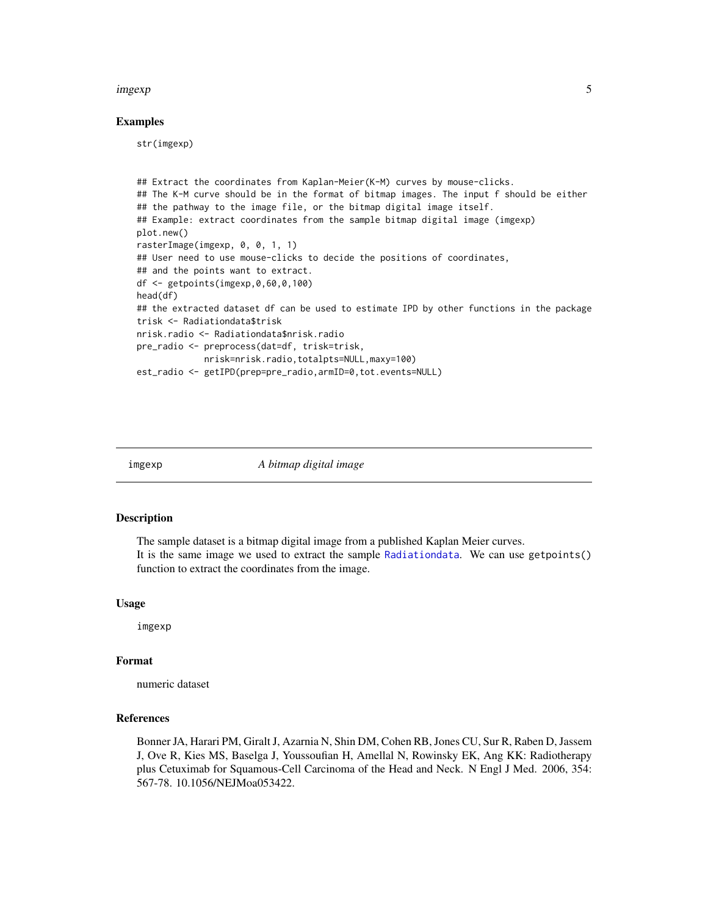### Examples

```
str(imgexp)


## Extract the coordinates from Kaplan-Meier(K-M) curves by mouse-clicks.
## The K-M curve should be in the format of bitmap images. The input f should be either
## the pathway to the image file, or the bitmap digital image itself.
## Example: extract coordinates from the sample bitmap digital image (imgexp)
plot.new()
rasterImage(imgexp, 0, 0, 1, 1)
## User need to use mouse-clicks to decide the positions of coordinates,
## and the points want to extract.
df <- getpoints(imgexp,0,60,0,100)
head(df)
## the extracted dataset df can be used to estimate IPD by other functions in the package
trisk <- Radiationdata$trisk
nrisk.radio <- Radiationdata$nrisk.radio
pre_radio <- preprocess(dat=df, trisk=trisk,
            nrisk=nrisk.radio,totalpts=NULL,maxy=100)
est_radio <- getIPD(prep=pre_radio,armID=0,tot.events=NULL)
```

---

## imgexp — *A bitmap digital image*

---

### Description

The sample dataset is a bitmap digital image from a published Kaplan Meier curves.
It is the same image we used to extract the sample Radiationdata. We can use `getpoints()` function to extract the coordinates from the image.

### Usage

```
imgexp
```

### Format

numeric dataset

### References

Bonner JA, Harari PM, Giralt J, Azarnia N, Shin DM, Cohen RB, Jones CU, Sur R, Raben D, Jassem J, Ove R, Kies MS, Baselga J, Youssoufian H, Amellal N, Rowinsky EK, Ang KK: Radiotherapy plus Cetuximab for Squamous-Cell Carcinoma of the Head and Neck. N Engl J Med. 2006, 354: 567-78. 10.1056/NEJMoa053422.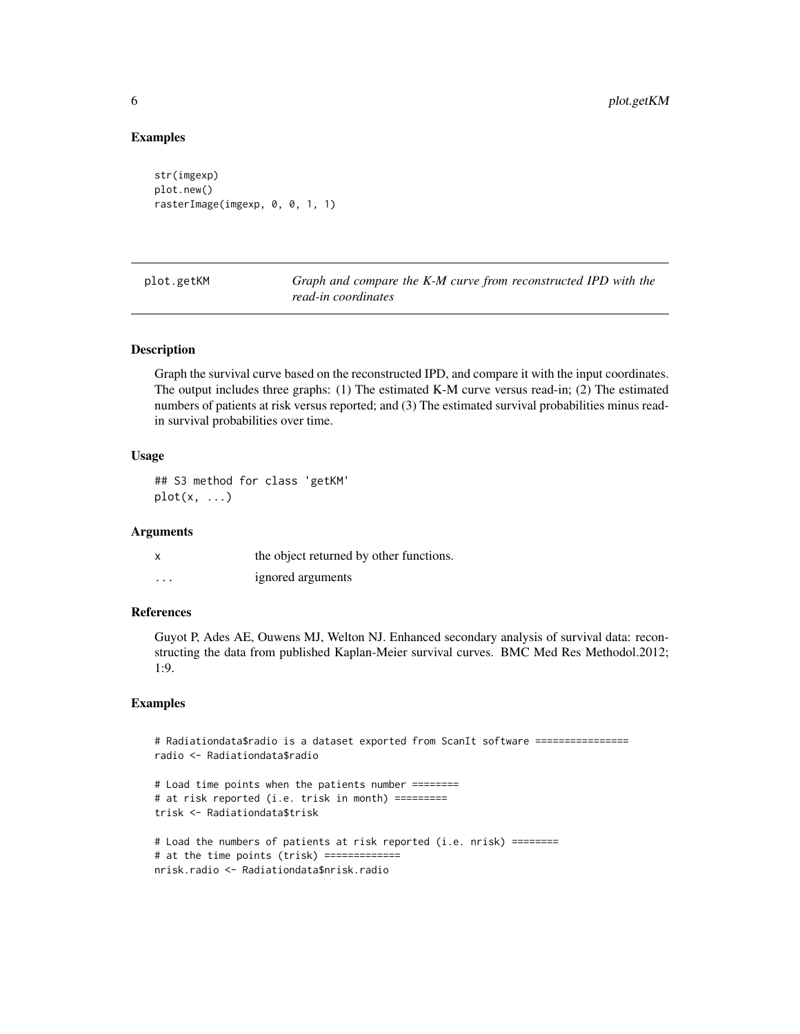### Examples

```
str(imgexp)
plot.new()
rasterImage(imgexp, 0, 0, 1, 1)
```

---

`plot.getKM` *Graph and compare the K-M curve from reconstructed IPD with the read-in coordinates*

---

### Description

Graph the survival curve based on the reconstructed IPD, and compare it with the input coordinates. The output includes three graphs: (1) The estimated K-M curve versus read-in; (2) The estimated numbers of patients at risk versus reported; and (3) The estimated survival probabilities minus read-in survival probabilities over time.

### Usage

```
## S3 method for class 'getKM'
plot(x, ...)
```

### Arguments

| | |
|---|---|
| `x` | the object returned by other functions. |
| `...` | ignored arguments |

### References

Guyot P, Ades AE, Ouwens MJ, Welton NJ. Enhanced secondary analysis of survival data: reconstructing the data from published Kaplan-Meier survival curves. BMC Med Res Methodol.2012; 1:9.

### Examples

```
# Radiationdata$radio is a dataset exported from ScanIt software ================
radio <- Radiationdata$radio

# Load time points when the patients number ========
# at risk reported (i.e. trisk in month) =========
trisk <- Radiationdata$trisk

# Load the numbers of patients at risk reported (i.e. nrisk) ========
# at the time points (trisk) =============
nrisk.radio <- Radiationdata$nrisk.radio
```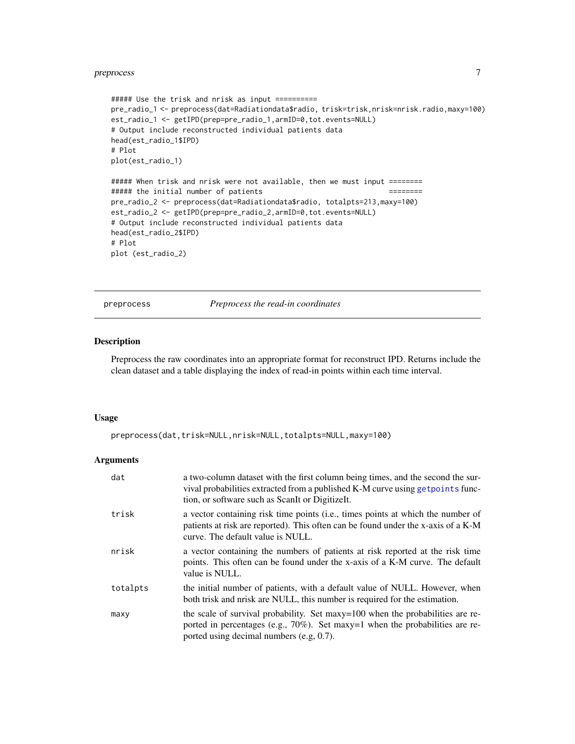```
##### Use the trisk and nrisk as input ==========
pre_radio_1 <- preprocess(dat=Radiationdata$radio, trisk=trisk,nrisk=nrisk.radio,maxy=100)
est_radio_1 <- getIPD(prep=pre_radio_1,armID=0,tot.events=NULL)
# Output include reconstructed individual patients data
head(est_radio_1$IPD)
# Plot
plot(est_radio_1)

##### When trisk and nrisk were not available, then we must input ========
##### the initial number of patients                                ========
pre_radio_2 <- preprocess(dat=Radiationdata$radio, totalpts=213,maxy=100)
est_radio_2 <- getIPD(prep=pre_radio_2,armID=0,tot.events=NULL)
# Output include reconstructed individual patients data
head(est_radio_2$IPD)
# Plot
plot (est_radio_2)
```

---

## preprocess *Preprocess the read-in coordinates*

### Description

Preprocess the raw coordinates into an appropriate format for reconstruct IPD. Returns include the clean dataset and a table displaying the index of read-in points within each time interval.

### Usage

```
preprocess(dat,trisk=NULL,nrisk=NULL,totalpts=NULL,maxy=100)
```

### Arguments

| | |
|---|---|
| `dat` | a two-column dataset with the first column being times, and the second the survival probabilities extracted from a published K-M curve using `getpoints` function, or software such as ScanIt or DigitizeIt. |
| `trisk` | a vector containing risk time points (i.e., times points at which the number of patients at risk are reported). This often can be found under the x-axis of a K-M curve. The default value is NULL. |
| `nrisk` | a vector containing the numbers of patients at risk reported at the risk time points. This often can be found under the x-axis of a K-M curve. The default value is NULL. |
| `totalpts` | the initial number of patients, with a default value of NULL. However, when both trisk and nrisk are NULL, this number is required for the estimation. |
| `maxy` | the scale of survival probability. Set maxy=100 when the probabilities are reported in percentages (e.g., 70%). Set maxy=1 when the probabilities are reported using decimal numbers (e.g, 0.7). |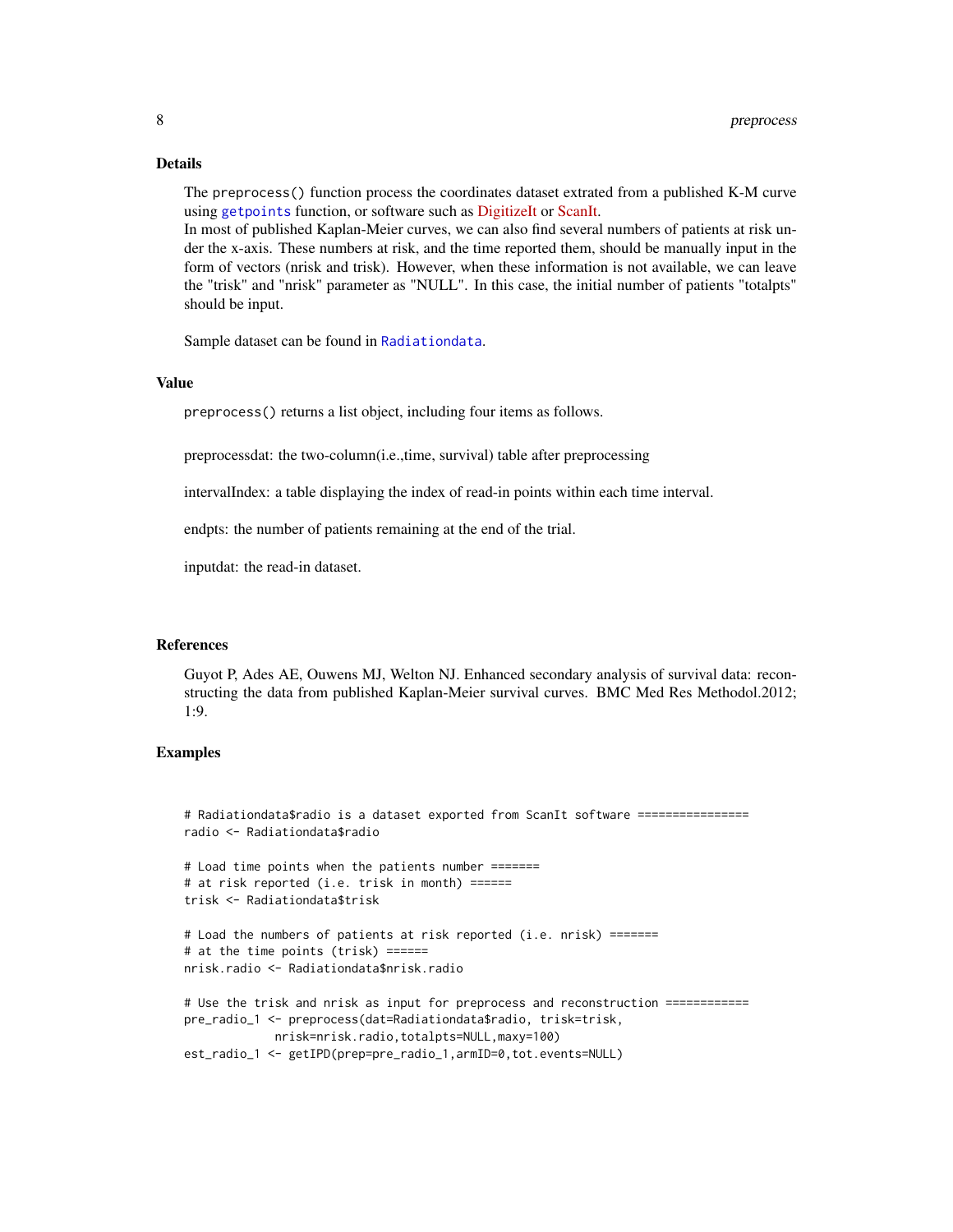## Details

The `preprocess()` function process the coordinates dataset extrated from a published K-M curve using `getpoints` function, or software such as DigitizeIt or ScanIt.
In most of published Kaplan-Meier curves, we can also find several numbers of patients at risk under the x-axis. These numbers at risk, and the time reported them, should be manually input in the form of vectors (nrisk and trisk). However, when these information is not available, we can leave the "trisk" and "nrisk" parameter as "NULL". In this case, the initial number of patients "totalpts" should be input.

Sample dataset can be found in `Radiationdata`.

## Value

`preprocess()` returns a list object, including four items as follows.

preprocessdat: the two-column(i.e.,time, survival) table after preprocessing

intervalIndex: a table displaying the index of read-in points within each time interval.

endpts: the number of patients remaining at the end of the trial.

inputdat: the read-in dataset.

## References

Guyot P, Ades AE, Ouwens MJ, Welton NJ. Enhanced secondary analysis of survival data: reconstructing the data from published Kaplan-Meier survival curves. BMC Med Res Methodol.2012; 1:9.

## Examples

```
# Radiationdata$radio is a dataset exported from ScanIt software ================
radio <- Radiationdata$radio

# Load time points when the patients number =======
# at risk reported (i.e. trisk in month) ======
trisk <- Radiationdata$trisk

# Load the numbers of patients at risk reported (i.e. nrisk) =======
# at the time points (trisk) ======
nrisk.radio <- Radiationdata$nrisk.radio

# Use the trisk and nrisk as input for preprocess and reconstruction ============
pre_radio_1 <- preprocess(dat=Radiationdata$radio, trisk=trisk,
             nrisk=nrisk.radio,totalpts=NULL,maxy=100)
est_radio_1 <- getIPD(prep=pre_radio_1,armID=0,tot.events=NULL)
```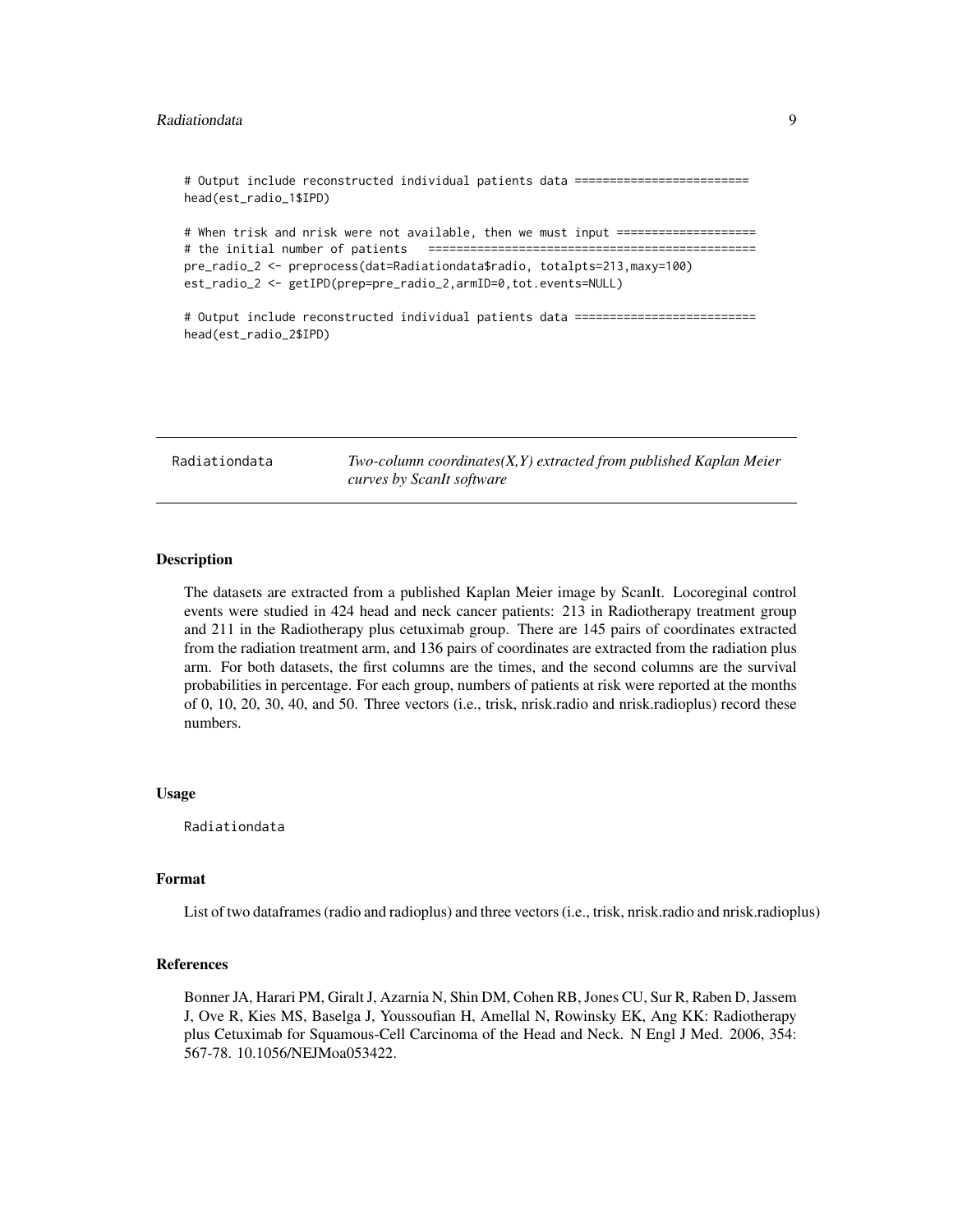```
# Output include reconstructed individual patients data ========================
head(est_radio_1$IPD)

# When trisk and nrisk were not available, then we must input ===================
# the initial number of patients   ==============================================
pre_radio_2 <- preprocess(dat=Radiationdata$radio, totalpts=213,maxy=100)
est_radio_2 <- getIPD(prep=pre_radio_2,armID=0,tot.events=NULL)

# Output include reconstructed individual patients data =========================
head(est_radio_2$IPD)
```

---

## Radiationdata — *Two-column coordinates(X,Y) extracted from published Kaplan Meier curves by ScanIt software*

---

### Description

The datasets are extracted from a published Kaplan Meier image by ScanIt. Locoreginal control events were studied in 424 head and neck cancer patients: 213 in Radiotherapy treatment group and 211 in the Radiotherapy plus cetuximab group. There are 145 pairs of coordinates extracted from the radiation treatment arm, and 136 pairs of coordinates are extracted from the radiation plus arm. For both datasets, the first columns are the times, and the second columns are the survival probabilities in percentage. For each group, numbers of patients at risk were reported at the months of 0, 10, 20, 30, 40, and 50. Three vectors (i.e., trisk, nrisk.radio and nrisk.radioplus) record these numbers.

### Usage

```
Radiationdata
```

### Format

List of two dataframes (radio and radioplus) and three vectors (i.e., trisk, nrisk.radio and nrisk.radioplus)

### References

Bonner JA, Harari PM, Giralt J, Azarnia N, Shin DM, Cohen RB, Jones CU, Sur R, Raben D, Jassem J, Ove R, Kies MS, Baselga J, Youssoufian H, Amellal N, Rowinsky EK, Ang KK: Radiotherapy plus Cetuximab for Squamous-Cell Carcinoma of the Head and Neck. N Engl J Med. 2006, 354: 567-78. 10.1056/NEJMoa053422.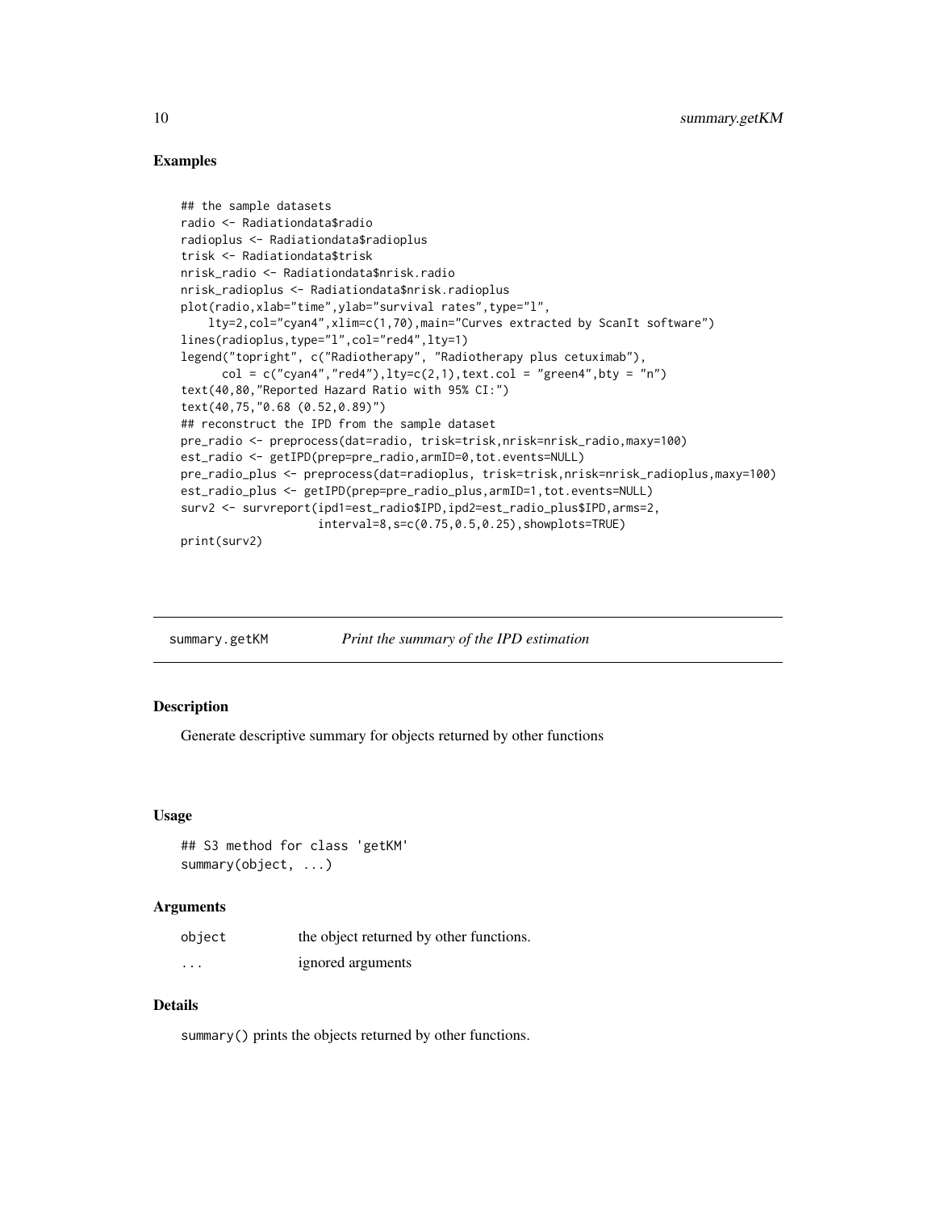## Examples

```
## the sample datasets
radio <- Radiationdata$radio
radioplus <- Radiationdata$radioplus
trisk <- Radiationdata$trisk
nrisk_radio <- Radiationdata$nrisk.radio
nrisk_radioplus <- Radiationdata$nrisk.radioplus
plot(radio,xlab="time",ylab="survival rates",type="l",
    lty=2,col="cyan4",xlim=c(1,70),main="Curves extracted by ScanIt software")
lines(radioplus,type="l",col="red4",lty=1)
legend("topright", c("Radiotherapy", "Radiotherapy plus cetuximab"),
      col = c("cyan4","red4"),lty=c(2,1),text.col = "green4",bty = "n")
text(40,80,"Reported Hazard Ratio with 95% CI:")
text(40,75,"0.68 (0.52,0.89)")
## reconstruct the IPD from the sample dataset
pre_radio <- preprocess(dat=radio, trisk=trisk,nrisk=nrisk_radio,maxy=100)
est_radio <- getIPD(prep=pre_radio,armID=0,tot.events=NULL)
pre_radio_plus <- preprocess(dat=radioplus, trisk=trisk,nrisk=nrisk_radioplus,maxy=100)
est_radio_plus <- getIPD(prep=pre_radio_plus,armID=1,tot.events=NULL)
surv2 <- survreport(ipd1=est_radio$IPD,ipd2=est_radio_plus$IPD,arms=2,
                  interval=8,s=c(0.75,0.5,0.25),showplots=TRUE)
print(surv2)
```

---

# summary.getKM *Print the summary of the IPD estimation*

## Description

Generate descriptive summary for objects returned by other functions

## Usage

```
## S3 method for class 'getKM'
summary(object, ...)
```

## Arguments

| | |
|---|---|
| object | the object returned by other functions. |
| ... | ignored arguments |

## Details

`summary()` prints the objects returned by other functions.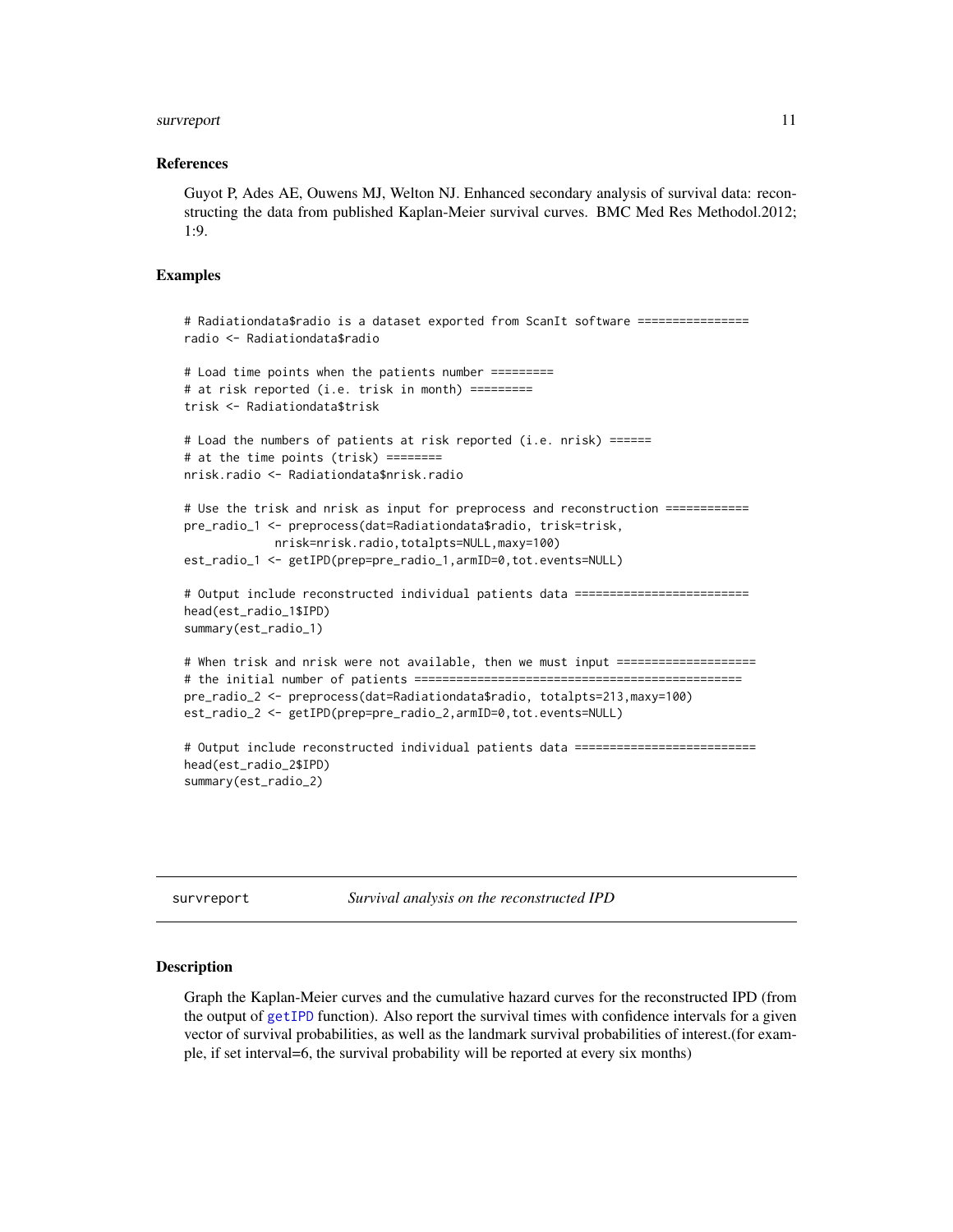### References

Guyot P, Ades AE, Ouwens MJ, Welton NJ. Enhanced secondary analysis of survival data: reconstructing the data from published Kaplan-Meier survival curves. BMC Med Res Methodol.2012; 1:9.

### Examples

```
# Radiationdata$radio is a dataset exported from ScanIt software ================
radio <- Radiationdata$radio

# Load time points when the patients number =========
# at risk reported (i.e. trisk in month) =========
trisk <- Radiationdata$trisk

# Load the numbers of patients at risk reported (i.e. nrisk) ======
# at the time points (trisk) ========
nrisk.radio <- Radiationdata$nrisk.radio

# Use the trisk and nrisk as input for preprocess and reconstruction ============
pre_radio_1 <- preprocess(dat=Radiationdata$radio, trisk=trisk,
             nrisk=nrisk.radio,totalpts=NULL,maxy=100)
est_radio_1 <- getIPD(prep=pre_radio_1,armID=0,tot.events=NULL)

# Output include reconstructed individual patients data =========================
head(est_radio_1$IPD)
summary(est_radio_1)

# When trisk and nrisk were not available, then we must input ====================
# the initial number of patients ===============================================
pre_radio_2 <- preprocess(dat=Radiationdata$radio, totalpts=213,maxy=100)
est_radio_2 <- getIPD(prep=pre_radio_2,armID=0,tot.events=NULL)

# Output include reconstructed individual patients data ==========================
head(est_radio_2$IPD)
summary(est_radio_2)
```

---

## survreport *Survival analysis on the reconstructed IPD*

### Description

Graph the Kaplan-Meier curves and the cumulative hazard curves for the reconstructed IPD (from the output of getIPD function). Also report the survival times with confidence intervals for a given vector of survival probabilities, as well as the landmark survival probabilities of interest.(for example, if set interval=6, the survival probability will be reported at every six months)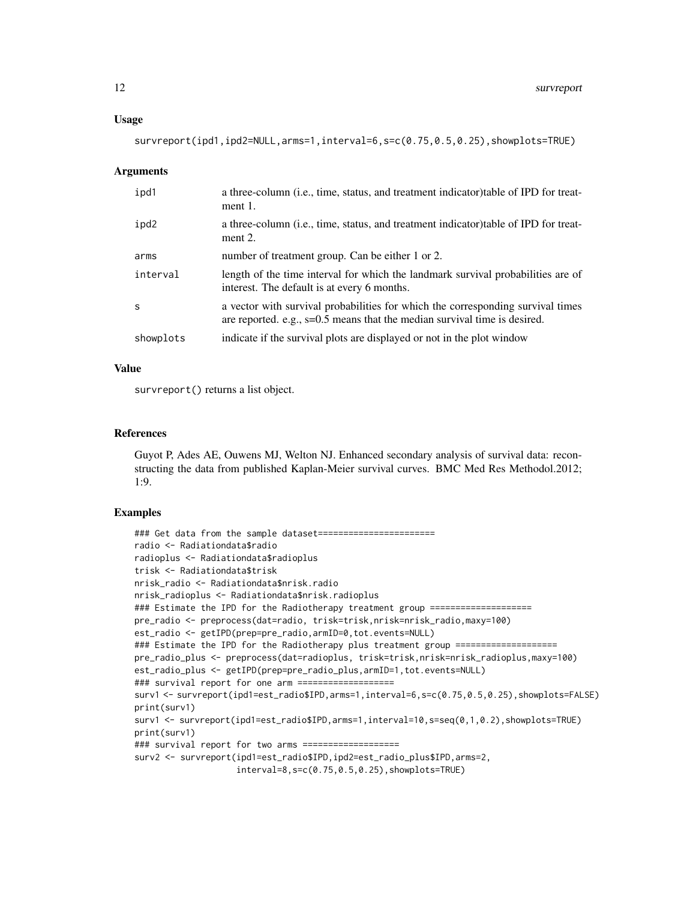## Usage

```
survreport(ipd1,ipd2=NULL,arms=1,interval=6,s=c(0.75,0.5,0.25),showplots=TRUE)
```

## Arguments

| | |
|---|---|
| ipd1 | a three-column (i.e., time, status, and treatment indicator)table of IPD for treatment 1. |
| ipd2 | a three-column (i.e., time, status, and treatment indicator)table of IPD for treatment 2. |
| arms | number of treatment group. Can be either 1 or 2. |
| interval | length of the time interval for which the landmark survival probabilities are of interest. The default is at every 6 months. |
| s | a vector with survival probabilities for which the corresponding survival times are reported. e.g., s=0.5 means that the median survival time is desired. |
| showplots | indicate if the survival plots are displayed or not in the plot window |

## Value

survreport() returns a list object.

## References

Guyot P, Ades AE, Ouwens MJ, Welton NJ. Enhanced secondary analysis of survival data: reconstructing the data from published Kaplan-Meier survival curves. BMC Med Res Methodol.2012; 1:9.

## Examples

```
### Get data from the sample dataset=======================
radio <- Radiationdata$radio
radioplus <- Radiationdata$radioplus
trisk <- Radiationdata$trisk
nrisk_radio <- Radiationdata$nrisk.radio
nrisk_radioplus <- Radiationdata$nrisk.radioplus
### Estimate the IPD for the Radiotherapy treatment group ====================
pre_radio <- preprocess(dat=radio, trisk=trisk,nrisk=nrisk_radio,maxy=100)
est_radio <- getIPD(prep=pre_radio,armID=0,tot.events=NULL)
### Estimate the IPD for the Radiotherapy plus treatment group ====================
pre_radio_plus <- preprocess(dat=radioplus, trisk=trisk,nrisk=nrisk_radioplus,maxy=100)
est_radio_plus <- getIPD(prep=pre_radio_plus,armID=1,tot.events=NULL)
### survival report for one arm ===================
surv1 <- survreport(ipd1=est_radio$IPD,arms=1,interval=6,s=c(0.75,0.5,0.25),showplots=FALSE)
print(surv1)
surv1 <- survreport(ipd1=est_radio$IPD,arms=1,interval=10,s=seq(0,1,0.2),showplots=TRUE)
print(surv1)
### survival report for two arms ===================
surv2 <- survreport(ipd1=est_radio$IPD,ipd2=est_radio_plus$IPD,arms=2,
                    interval=8,s=c(0.75,0.5,0.25),showplots=TRUE)
```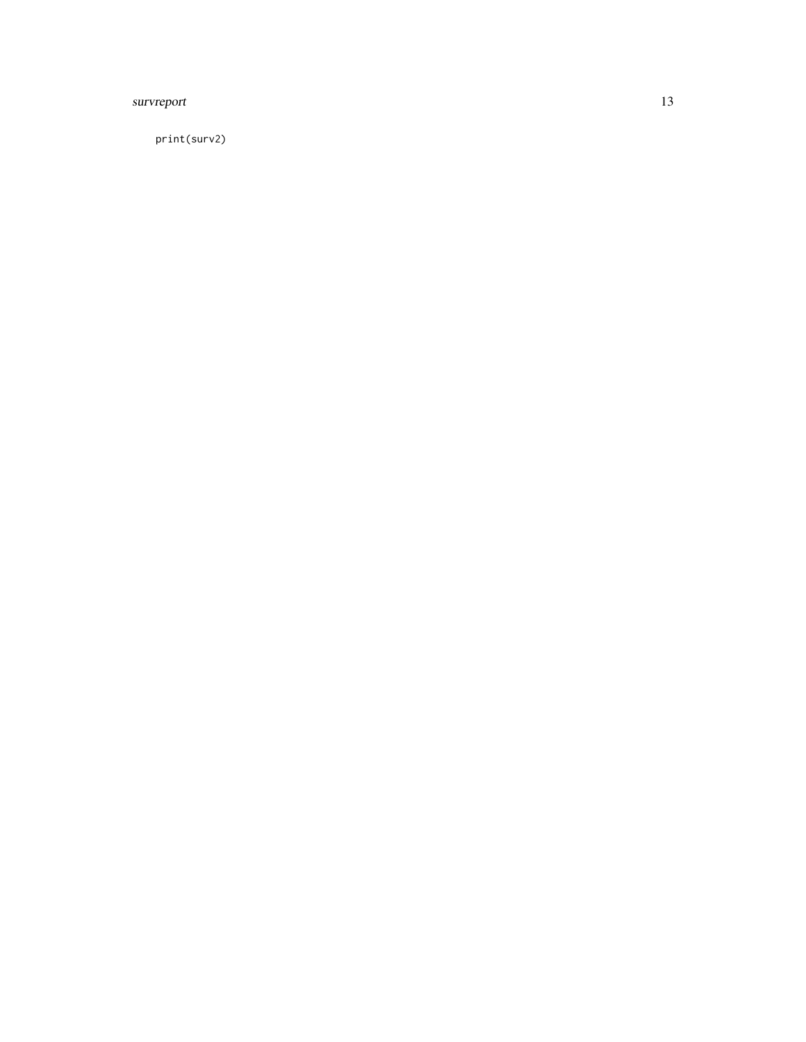```
print(surv2)
```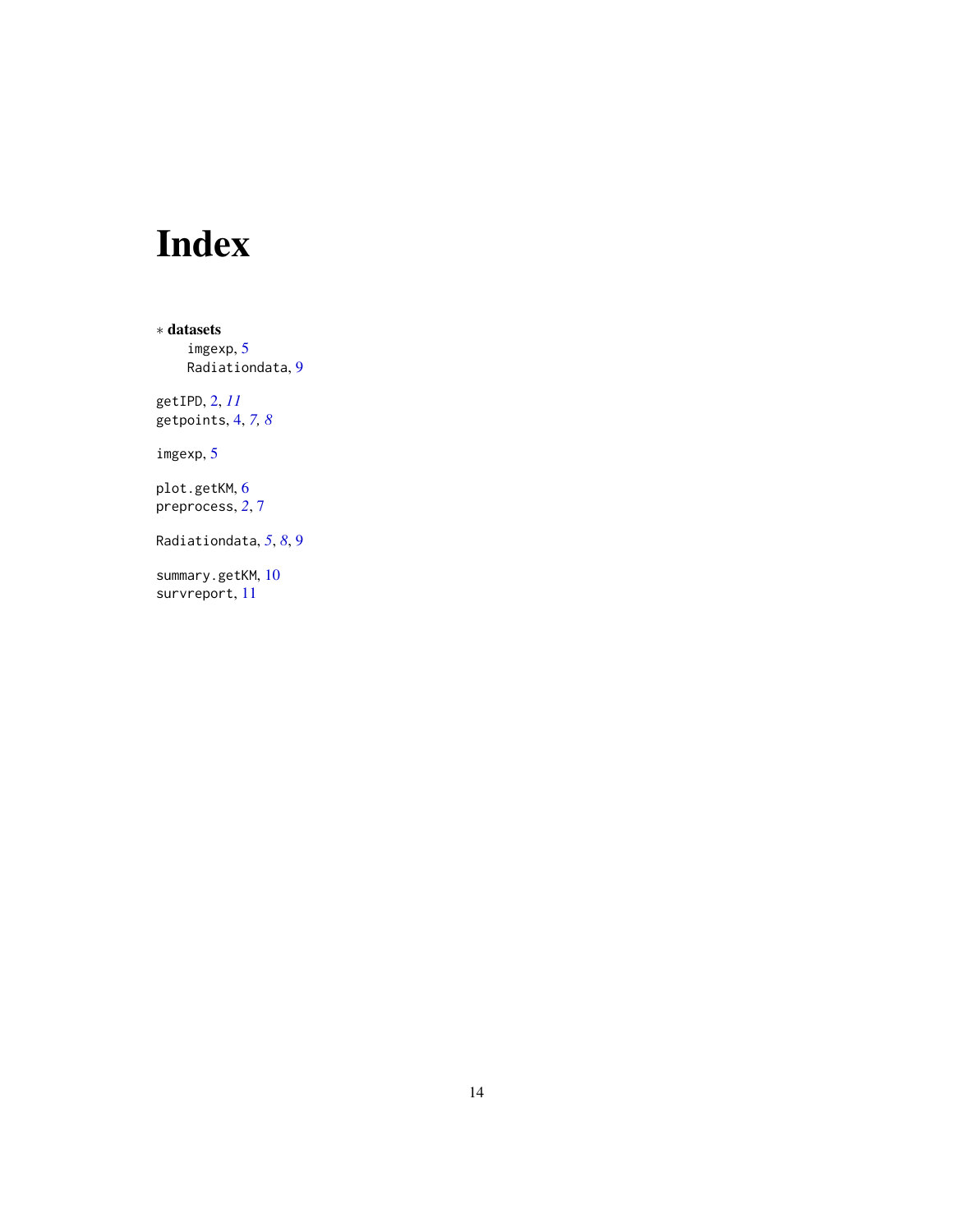# Index

* **datasets**
    imgexp, 5
    Radiationdata, 9

getIPD, 2, *11*
getpoints, 4, *7, 8*

imgexp, 5

plot.getKM, 6
preprocess, *2*, 7

Radiationdata, *5*, *8*, 9

summary.getKM, 10
survreport, 11